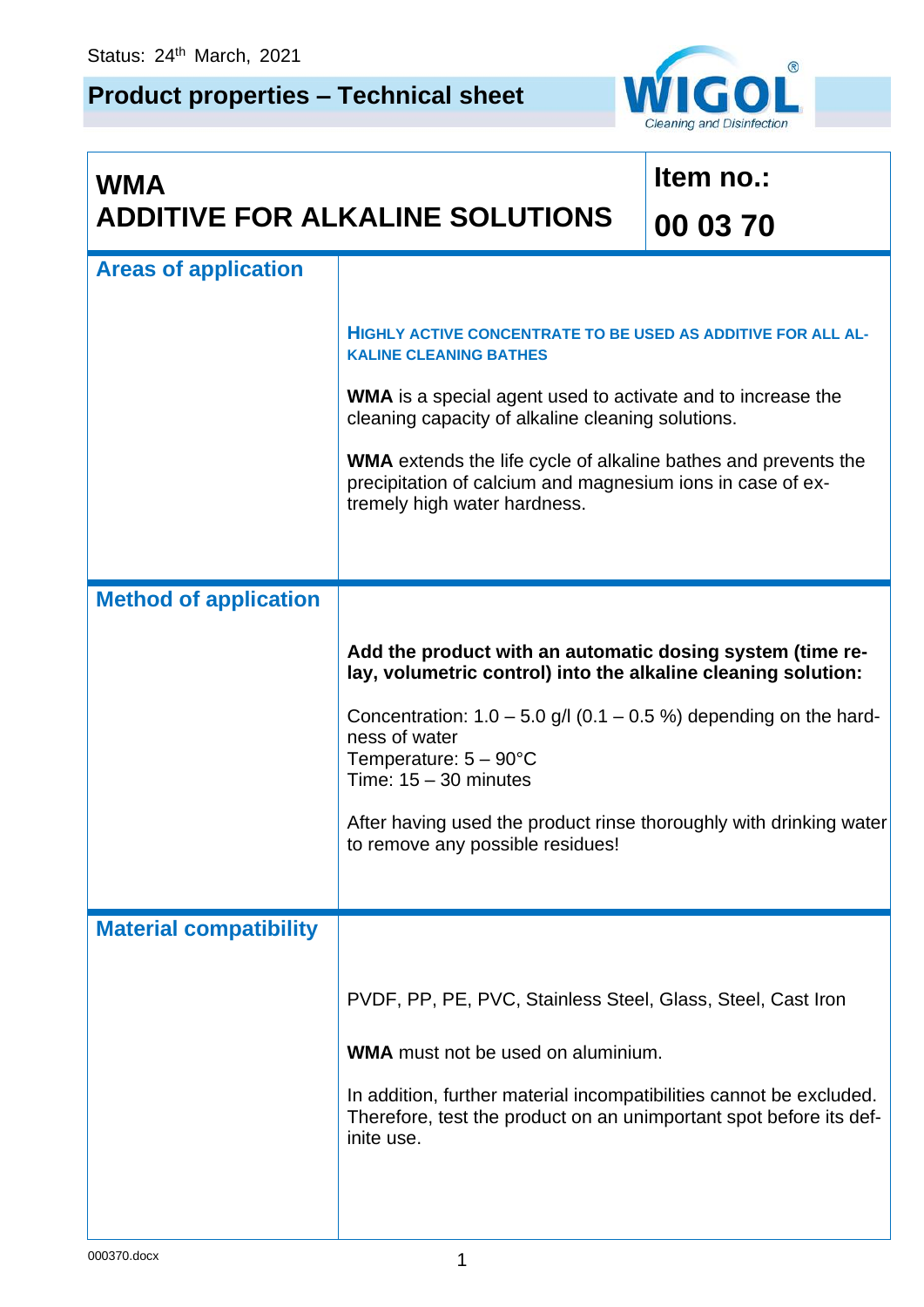Status: 24th March, 2021

# Product properties – Technical sheet

WIGOL® Cleaning and Disinfection

## WMA
## ADDITIVE FOR ALKALINE SOLUTIONS

**Item no.:** **00 03 70**

### Areas of application

**HIGHLY ACTIVE CONCENTRATE TO BE USED AS ADDITIVE FOR ALL ALKALINE CLEANING BATHES**

**WMA** is a special agent used to activate and to increase the cleaning capacity of alkaline cleaning solutions.

**WMA** extends the life cycle of alkaline bathes and prevents the precipitation of calcium and magnesium ions in case of extremely high water hardness.

### Method of application

**Add the product with an automatic dosing system (time relay, volumetric control) into the alkaline cleaning solution:**

Concentration: 1.0 – 5.0 g/l (0.1 – 0.5 %) depending on the hardness of water
Temperature: 5 – 90°C
Time: 15 – 30 minutes

After having used the product rinse thoroughly with drinking water to remove any possible residues!

### Material compatibility

PVDF, PP, PE, PVC, Stainless Steel, Glass, Steel, Cast Iron

**WMA** must not be used on aluminium.

In addition, further material incompatibilities cannot be excluded. Therefore, test the product on an unimportant spot before its definite use.

000370.docx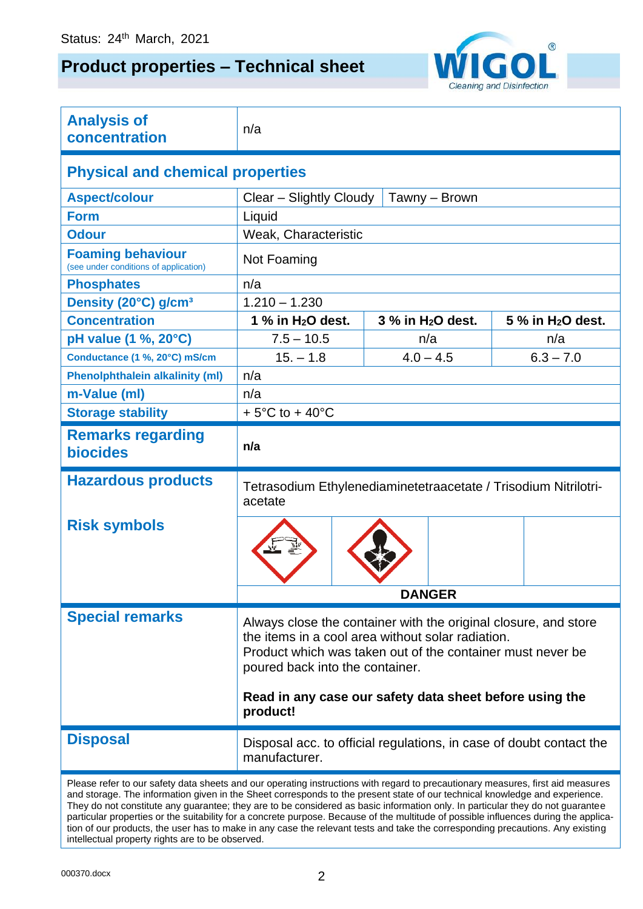Status: 24th March, 2021

# Product properties – Technical sheet

WIGOL® Cleaning and Disinfection

| | | | |
|---|---|---|---|
| **Analysis of concentration** | n/a | | |

## Physical and chemical properties

| | | | |
|---|---|---|---|
| **Aspect/colour** | Clear – Slightly Cloudy | Tawny – Brown | |
| **Form** | Liquid | | |
| **Odour** | Weak, Characteristic | | |
| **Foaming behaviour** (see under conditions of application) | Not Foaming | | |
| **Phosphates** | n/a | | |
| **Density (20°C) g/cm³** | 1.210 – 1.230 | | |
| **Concentration** | **1 % in $H_2O$ dest.** | **3 % in $H_2O$ dest.** | **5 % in $H_2O$ dest.** |
| **pH value (1 %, 20°C)** | 7.5 – 10.5 | n/a | n/a |
| **Conductance (1 %, 20°C) mS/cm** | 15. – 1.8 | 4.0 – 4.5 | 6.3 – 7.0 |
| **Phenolphthalein alkalinity (ml)** | n/a | | |
| **m-Value (ml)** | n/a | | |
| **Storage stability** | + 5°C to + 40°C | | |

| | |
|---|---|
| **Remarks regarding biocides** | **n/a** |
| **Hazardous products** | Tetrasodium Ethylenediaminetetraacetate / Trisodium Nitrilotri-acetate |
| **Risk symbols** | **DANGER** |
| **Special remarks** | Always close the container with the original closure, and store the items in a cool area without solar radiation. Product which was taken out of the container must never be poured back into the container. **Read in any case our safety data sheet before using the product!** |
| **Disposal** | Disposal acc. to official regulations, in case of doubt contact the manufacturer. |

Please refer to our safety data sheets and our operating instructions with regard to precautionary measures, first aid measures and storage. The information given in the Sheet corresponds to the present state of our technical knowledge and experience. They do not constitute any guarantee; they are to be considered as basic information only. In particular they do not guarantee particular properties or the suitability for a concrete purpose. Because of the multitude of possible influences during the application of our products, the user has to make in any case the relevant tests and take the corresponding precautions. Any existing intellectual property rights are to be observed.

000370.docx